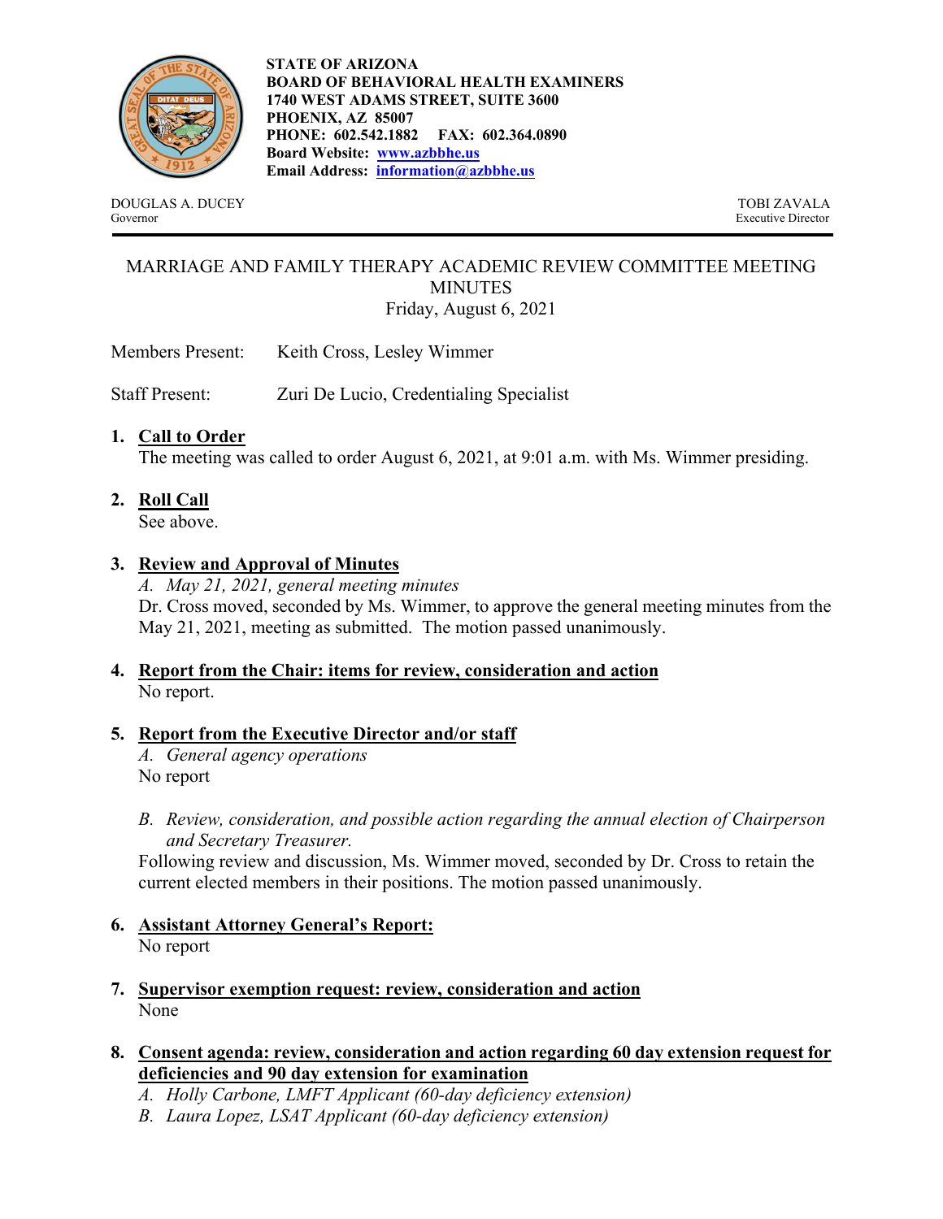**STATE OF ARIZONA**
**BOARD OF BEHAVIORAL HEALTH EXAMINERS**
**1740 WEST ADAMS STREET, SUITE 3600**
**PHOENIX, AZ 85007**
**PHONE: 602.542.1882 FAX: 602.364.0890**
**Board Website: www.azbbhe.us**
**Email Address: information@azbbhe.us**

DOUGLAS A. DUCEY
Governor

TOBI ZAVALA
Executive Director

# MARRIAGE AND FAMILY THERAPY ACADEMIC REVIEW COMMITTEE MEETING MINUTES

Friday, August 6, 2021

Members Present: Keith Cross, Lesley Wimmer

Staff Present: Zuri De Lucio, Credentialing Specialist

1. **Call to Order**
   The meeting was called to order August 6, 2021, at 9:01 a.m. with Ms. Wimmer presiding.

2. **Roll Call**
   See above.

3. **Review and Approval of Minutes**
   *A. May 21, 2021, general meeting minutes*
   Dr. Cross moved, seconded by Ms. Wimmer, to approve the general meeting minutes from the May 21, 2021, meeting as submitted. The motion passed unanimously.

4. **Report from the Chair: items for review, consideration and action**
   No report.

5. **Report from the Executive Director and/or staff**
   *A. General agency operations*
   No report

   *B. Review, consideration, and possible action regarding the annual election of Chairperson and Secretary Treasurer.*
   Following review and discussion, Ms. Wimmer moved, seconded by Dr. Cross to retain the current elected members in their positions. The motion passed unanimously.

6. **Assistant Attorney General's Report:**
   No report

7. **Supervisor exemption request: review, consideration and action**
   None

8. **Consent agenda: review, consideration and action regarding 60 day extension request for deficiencies and 90 day extension for examination**
   *A. Holly Carbone, LMFT Applicant (60-day deficiency extension)*
   *B. Laura Lopez, LSAT Applicant (60-day deficiency extension)*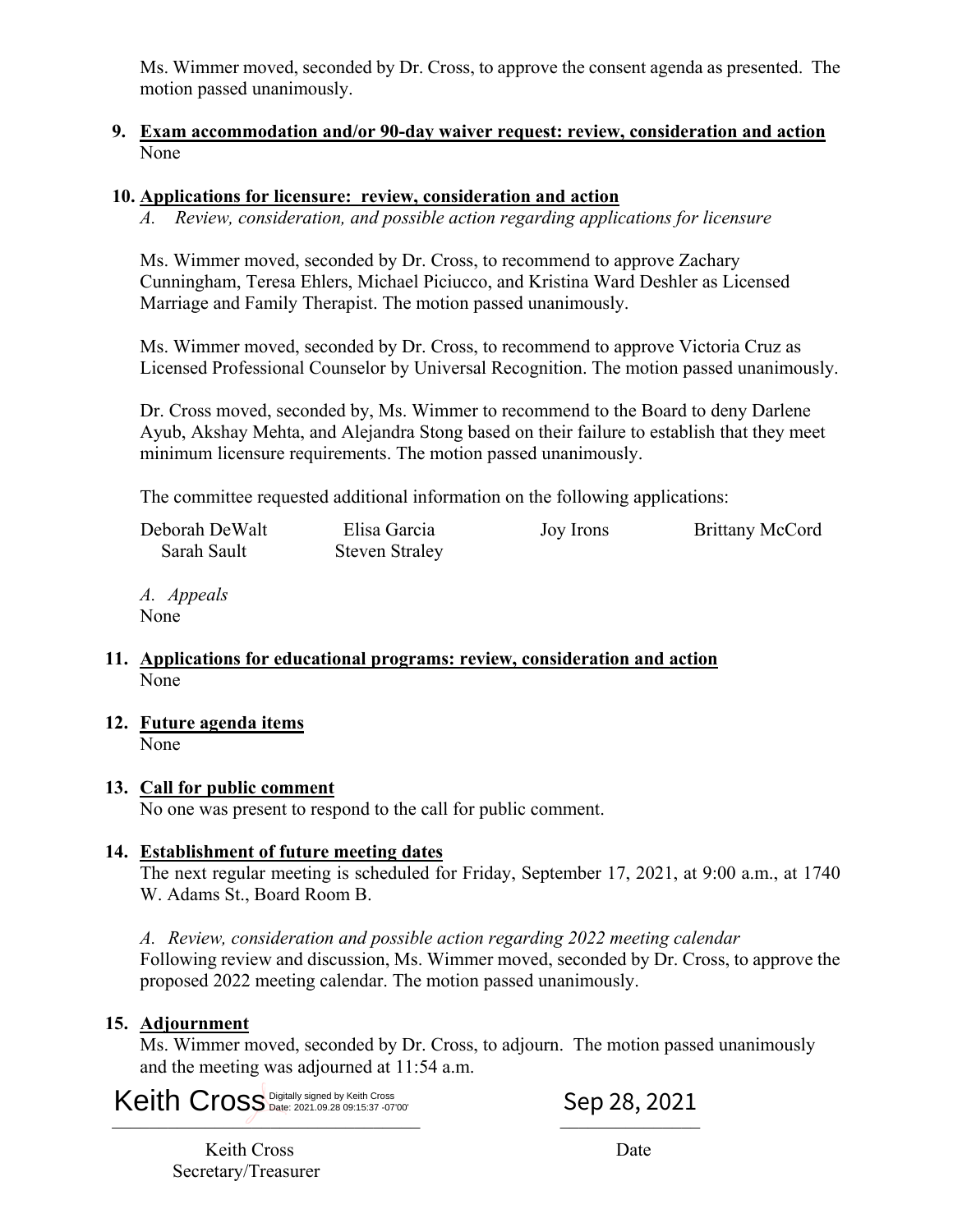Ms. Wimmer moved, seconded by Dr. Cross, to approve the consent agenda as presented. The motion passed unanimously.

**9. Exam accommodation and/or 90-day waiver request: review, consideration and action**

None

**10. Applications for licensure: review, consideration and action**

*A. Review, consideration, and possible action regarding applications for licensure*

Ms. Wimmer moved, seconded by Dr. Cross, to recommend to approve Zachary Cunningham, Teresa Ehlers, Michael Piciucco, and Kristina Ward Deshler as Licensed Marriage and Family Therapist. The motion passed unanimously.

Ms. Wimmer moved, seconded by Dr. Cross, to recommend to approve Victoria Cruz as Licensed Professional Counselor by Universal Recognition. The motion passed unanimously.

Dr. Cross moved, seconded by, Ms. Wimmer to recommend to the Board to deny Darlene Ayub, Akshay Mehta, and Alejandra Stong based on their failure to establish that they meet minimum licensure requirements. The motion passed unanimously.

The committee requested additional information on the following applications:

| | | | |
|---|---|---|---|
| Deborah DeWalt | Elisa Garcia | Joy Irons | Brittany McCord |
| Sarah Sault | Steven Straley | | |

*A. Appeals*

None

**11. Applications for educational programs: review, consideration and action**

None

**12. Future agenda items**

None

**13. Call for public comment**

No one was present to respond to the call for public comment.

**14. Establishment of future meeting dates**

The next regular meeting is scheduled for Friday, September 17, 2021, at 9:00 a.m., at 1740 W. Adams St., Board Room B.

*A. Review, consideration and possible action regarding 2022 meeting calendar*

Following review and discussion, Ms. Wimmer moved, seconded by Dr. Cross, to approve the proposed 2022 meeting calendar. The motion passed unanimously.

**15. Adjournment**

Ms. Wimmer moved, seconded by Dr. Cross, to adjourn. The motion passed unanimously and the meeting was adjourned at 11:54 a.m.

Keith Cross Digitally signed by Keith Cross Date: 2021.09.28 09:15:37 -07'00'

Sep 28, 2021

Keith Cross
Secretary/Treasurer

Date